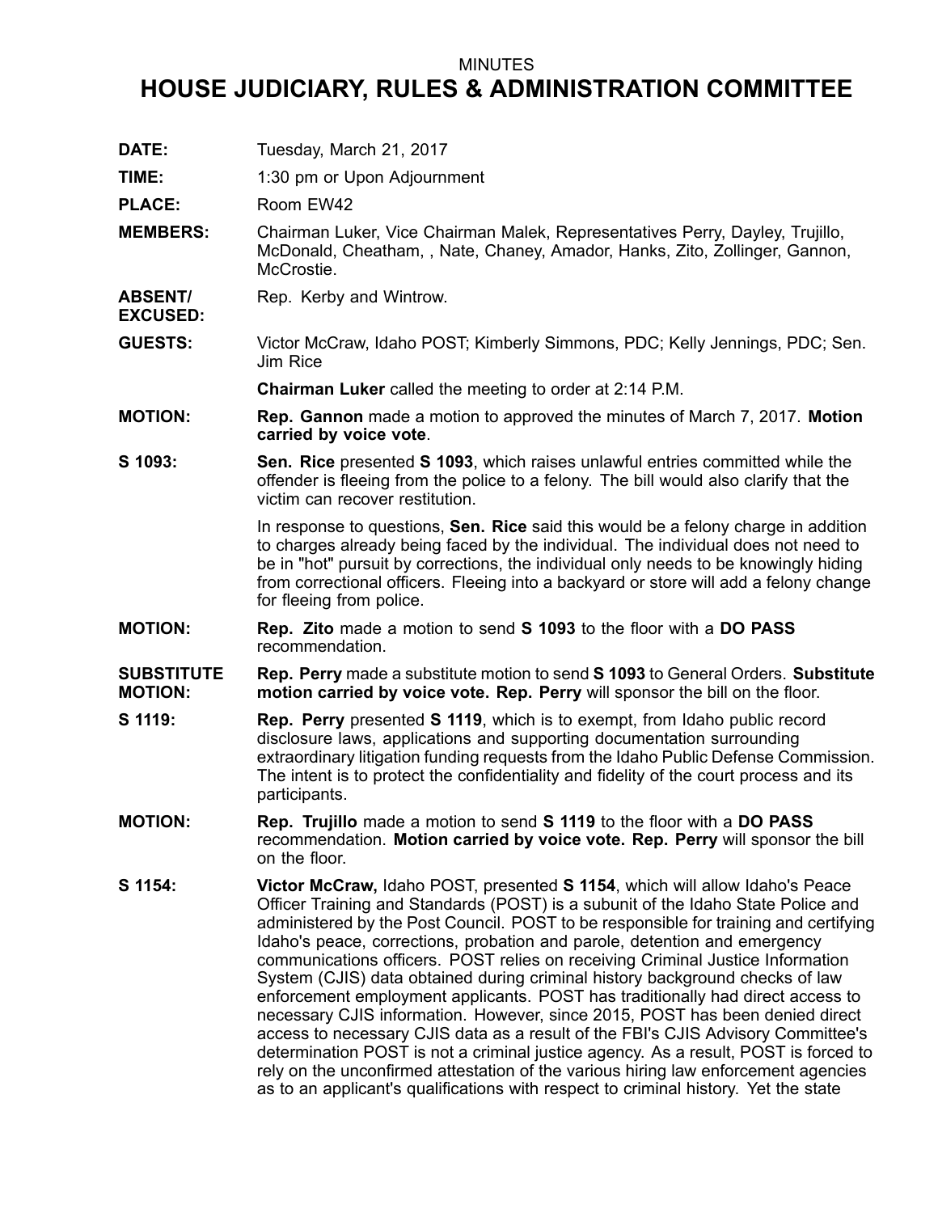MINUTES

# HOUSE JUDICIARY, RULES & ADMINISTRATION COMMITTEE

**DATE:** Tuesday, March 21, 2017

**TIME:** 1:30 pm or Upon Adjournment

**PLACE:** Room EW42

**MEMBERS:** Chairman Luker, Vice Chairman Malek, Representatives Perry, Dayley, Trujillo, McDonald, Cheatham, , Nate, Chaney, Amador, Hanks, Zito, Zollinger, Gannon, McCrostie.

**ABSENT/ EXCUSED:** Rep. Kerby and Wintrow.

**GUESTS:** Victor McCraw, Idaho POST; Kimberly Simmons, PDC; Kelly Jennings, PDC; Sen. Jim Rice

**Chairman Luker** called the meeting to order at 2:14 P.M.

**MOTION:** **Rep. Gannon** made a motion to approved the minutes of March 7, 2017. **Motion carried by voice vote**.

**S 1093:** **Sen. Rice** presented **S 1093**, which raises unlawful entries committed while the offender is fleeing from the police to a felony. The bill would also clarify that the victim can recover restitution.

In response to questions, **Sen. Rice** said this would be a felony charge in addition to charges already being faced by the individual. The individual does not need to be in "hot" pursuit by corrections, the individual only needs to be knowingly hiding from correctional officers. Fleeing into a backyard or store will add a felony change for fleeing from police.

**MOTION:** **Rep. Zito** made a motion to send **S 1093** to the floor with a **DO PASS** recommendation.

**SUBSTITUTE MOTION:** **Rep. Perry** made a substitute motion to send **S 1093** to General Orders. **Substitute motion carried by voice vote. Rep. Perry** will sponsor the bill on the floor.

**S 1119:** **Rep. Perry** presented **S 1119**, which is to exempt, from Idaho public record disclosure laws, applications and supporting documentation surrounding extraordinary litigation funding requests from the Idaho Public Defense Commission. The intent is to protect the confidentiality and fidelity of the court process and its participants.

**MOTION:** **Rep. Trujillo** made a motion to send **S 1119** to the floor with a **DO PASS** recommendation. **Motion carried by voice vote. Rep. Perry** will sponsor the bill on the floor.

**S 1154:** **Victor McCraw,** Idaho POST, presented **S 1154**, which will allow Idaho's Peace Officer Training and Standards (POST) is a subunit of the Idaho State Police and administered by the Post Council. POST to be responsible for training and certifying Idaho's peace, corrections, probation and parole, detention and emergency communications officers. POST relies on receiving Criminal Justice Information System (CJIS) data obtained during criminal history background checks of law enforcement employment applicants. POST has traditionally had direct access to necessary CJIS information. However, since 2015, POST has been denied direct access to necessary CJIS data as a result of the FBI's CJIS Advisory Committee's determination POST is not a criminal justice agency. As a result, POST is forced to rely on the unconfirmed attestation of the various hiring law enforcement agencies as to an applicant's qualifications with respect to criminal history. Yet the state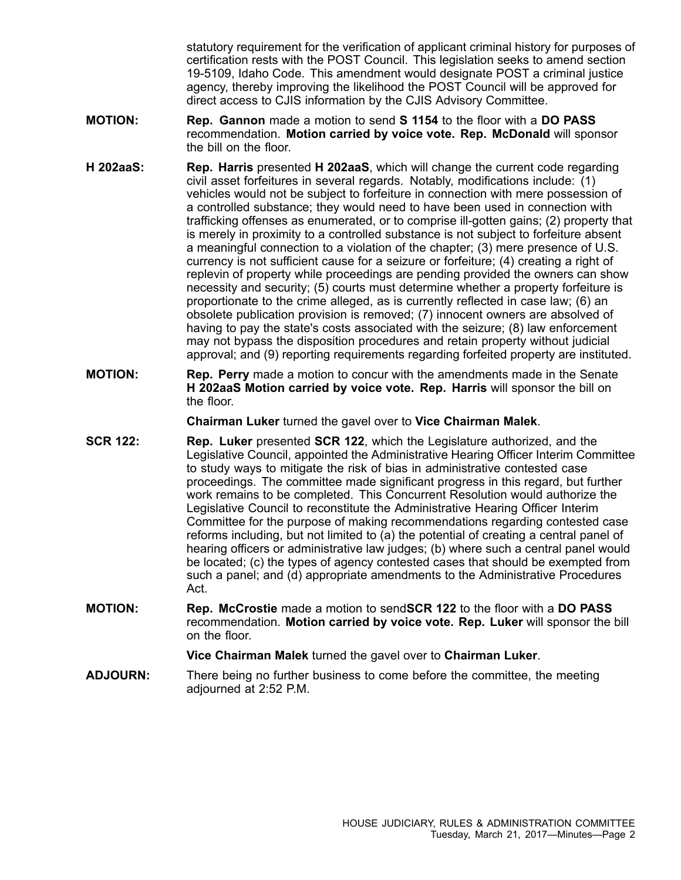statutory requirement for the verification of applicant criminal history for purposes of certification rests with the POST Council. This legislation seeks to amend section 19-5109, Idaho Code. This amendment would designate POST a criminal justice agency, thereby improving the likelihood the POST Council will be approved for direct access to CJIS information by the CJIS Advisory Committee.

**MOTION:** **Rep. Gannon** made a motion to send **S 1154** to the floor with a **DO PASS** recommendation. **Motion carried by voice vote. Rep. McDonald** will sponsor the bill on the floor.

**H 202aaS:** **Rep. Harris** presented **H 202aaS**, which will change the current code regarding civil asset forfeitures in several regards. Notably, modifications include: (1) vehicles would not be subject to forfeiture in connection with mere possession of a controlled substance; they would need to have been used in connection with trafficking offenses as enumerated, or to comprise ill-gotten gains; (2) property that is merely in proximity to a controlled substance is not subject to forfeiture absent a meaningful connection to a violation of the chapter; (3) mere presence of U.S. currency is not sufficient cause for a seizure or forfeiture; (4) creating a right of replevin of property while proceedings are pending provided the owners can show necessity and security; (5) courts must determine whether a property forfeiture is proportionate to the crime alleged, as is currently reflected in case law; (6) an obsolete publication provision is removed; (7) innocent owners are absolved of having to pay the state's costs associated with the seizure; (8) law enforcement may not bypass the disposition procedures and retain property without judicial approval; and (9) reporting requirements regarding forfeited property are instituted.

**MOTION:** **Rep. Perry** made a motion to concur with the amendments made in the Senate **H 202aaS Motion carried by voice vote. Rep. Harris** will sponsor the bill on the floor.

**Chairman Luker** turned the gavel over to **Vice Chairman Malek**.

**SCR 122:** **Rep. Luker** presented **SCR 122**, which the Legislature authorized, and the Legislative Council, appointed the Administrative Hearing Officer Interim Committee to study ways to mitigate the risk of bias in administrative contested case proceedings. The committee made significant progress in this regard, but further work remains to be completed. This Concurrent Resolution would authorize the Legislative Council to reconstitute the Administrative Hearing Officer Interim Committee for the purpose of making recommendations regarding contested case reforms including, but not limited to (a) the potential of creating a central panel of hearing officers or administrative law judges; (b) where such a central panel would be located; (c) the types of agency contested cases that should be exempted from such a panel; and (d) appropriate amendments to the Administrative Procedures Act.

**MOTION:** **Rep. McCrostie** made a motion to send**SCR 122** to the floor with a **DO PASS** recommendation. **Motion carried by voice vote. Rep. Luker** will sponsor the bill on the floor.

**Vice Chairman Malek** turned the gavel over to **Chairman Luker**.

**ADJOURN:** There being no further business to come before the committee, the meeting adjourned at 2:52 P.M.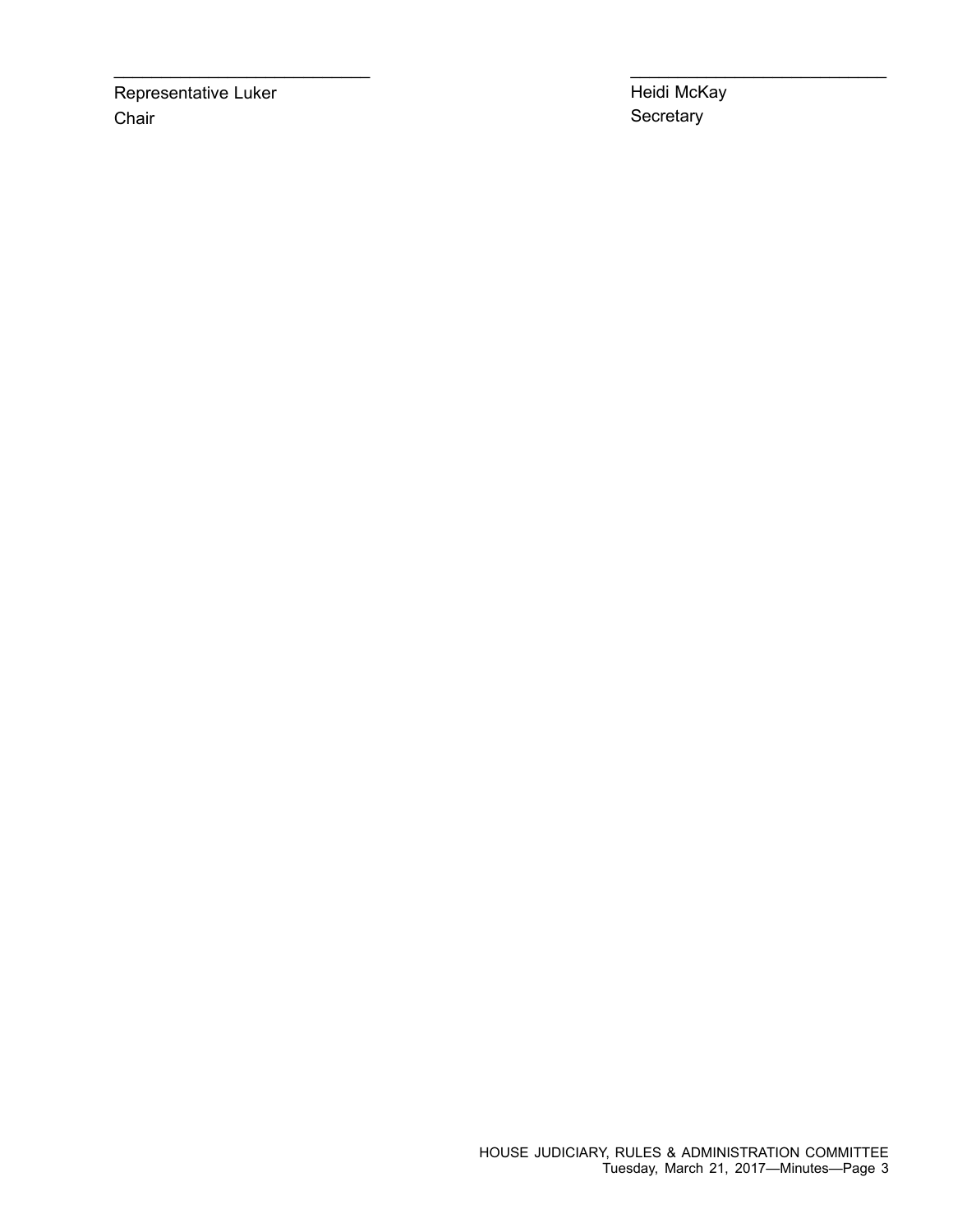___________________________
Representative Luker
Chair

___________________________
Heidi McKay
Secretary